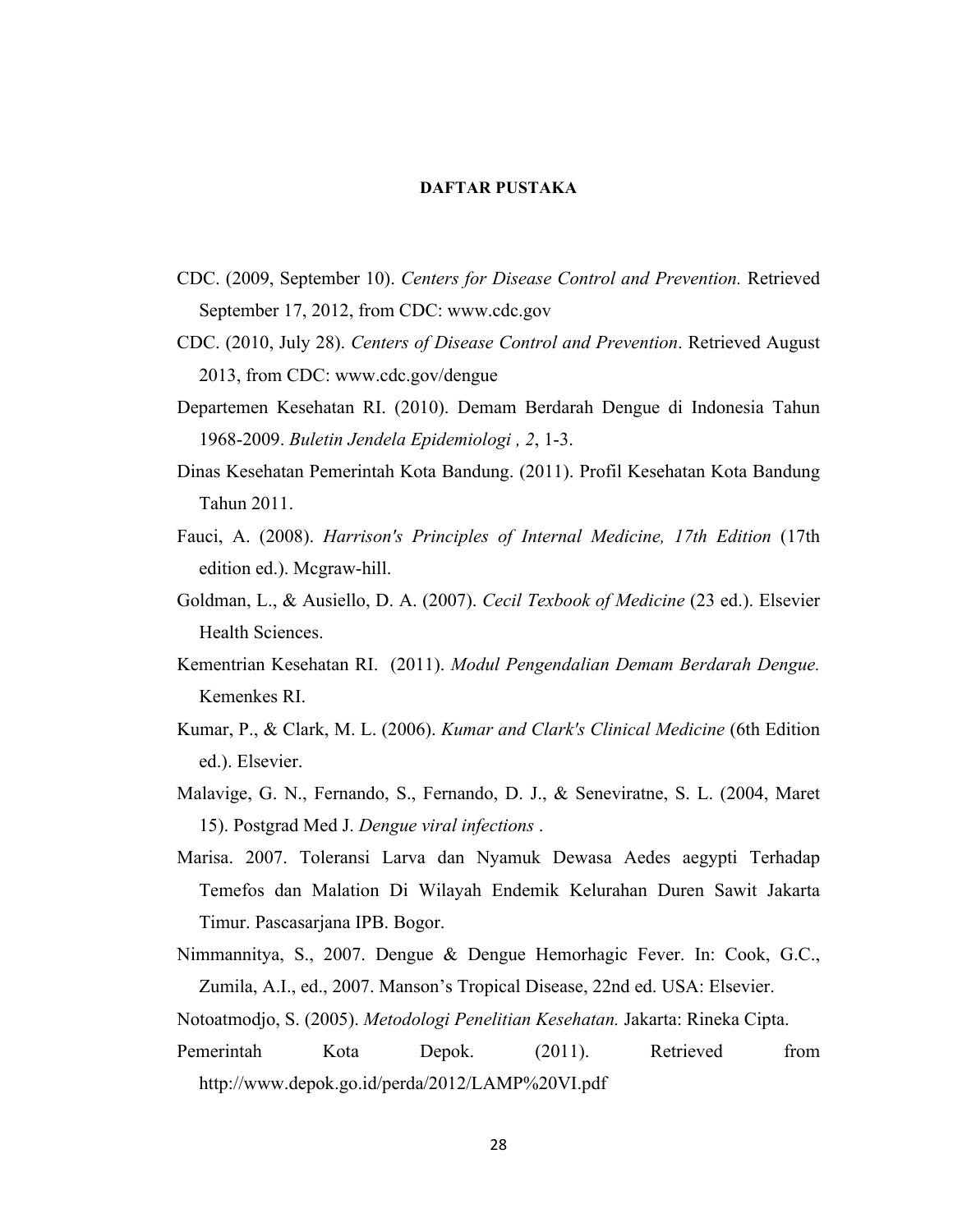# DAFTAR PUSTAKA

CDC. (2009, September 10). *Centers for Disease Control and Prevention.* Retrieved September 17, 2012, from CDC: www.cdc.gov

CDC. (2010, July 28). *Centers of Disease Control and Prevention*. Retrieved August 2013, from CDC: www.cdc.gov/dengue

Departemen Kesehatan RI. (2010). Demam Berdarah Dengue di Indonesia Tahun 1968-2009. *Buletin Jendela Epidemiologi , 2*, 1-3.

Dinas Kesehatan Pemerintah Kota Bandung. (2011). Profil Kesehatan Kota Bandung Tahun 2011.

Fauci, A. (2008). *Harrison's Principles of Internal Medicine, 17th Edition* (17th edition ed.). Mcgraw-hill.

Goldman, L., & Ausiello, D. A. (2007). *Cecil Texbook of Medicine* (23 ed.). Elsevier Health Sciences.

Kementrian Kesehatan RI. (2011). *Modul Pengendalian Demam Berdarah Dengue.* Kemenkes RI.

Kumar, P., & Clark, M. L. (2006). *Kumar and Clark's Clinical Medicine* (6th Edition ed.). Elsevier.

Malavige, G. N., Fernando, S., Fernando, D. J., & Seneviratne, S. L. (2004, Maret 15). Postgrad Med J. *Dengue viral infections* .

Marisa. 2007. Toleransi Larva dan Nyamuk Dewasa Aedes aegypti Terhadap Temefos dan Malation Di Wilayah Endemik Kelurahan Duren Sawit Jakarta Timur. Pascasarjana IPB. Bogor.

Nimmannitya, S., 2007. Dengue & Dengue Hemorhagic Fever. In: Cook, G.C., Zumila, A.I., ed., 2007. Manson's Tropical Disease, 22nd ed. USA: Elsevier.

Notoatmodjo, S. (2005). *Metodologi Penelitian Kesehatan.* Jakarta: Rineka Cipta.

Pemerintah Kota Depok. (2011). Retrieved from http://www.depok.go.id/perda/2012/LAMP%20VI.pdf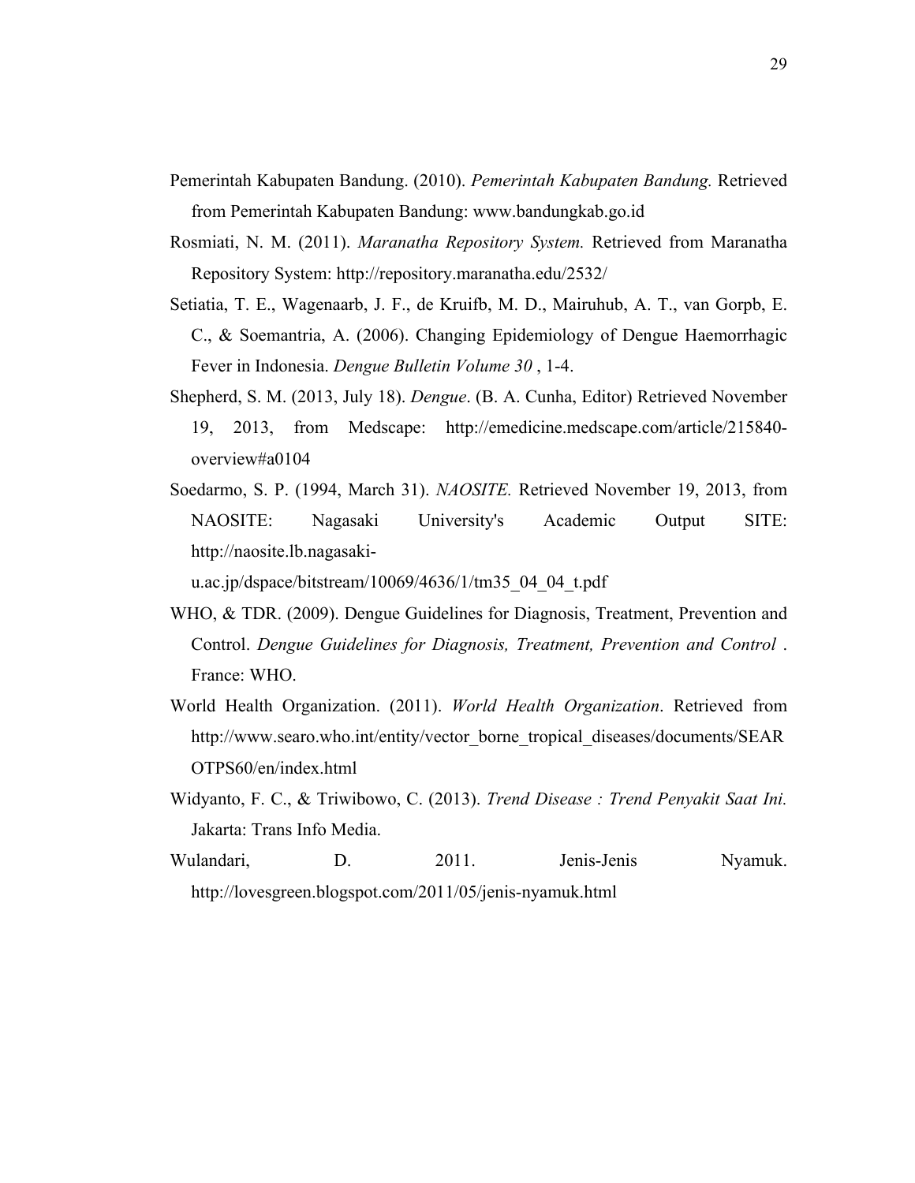Pemerintah Kabupaten Bandung. (2010). *Pemerintah Kabupaten Bandung.* Retrieved from Pemerintah Kabupaten Bandung: www.bandungkab.go.id

Rosmiati, N. M. (2011). *Maranatha Repository System.* Retrieved from Maranatha Repository System: http://repository.maranatha.edu/2532/

Setiatia, T. E., Wagenaarb, J. F., de Kruifb, M. D., Mairuhub, A. T., van Gorpb, E. C., & Soemantria, A. (2006). Changing Epidemiology of Dengue Haemorrhagic Fever in Indonesia. *Dengue Bulletin Volume 30* , 1-4.

Shepherd, S. M. (2013, July 18). *Dengue*. (B. A. Cunha, Editor) Retrieved November 19, 2013, from Medscape: http://emedicine.medscape.com/article/215840-overview#a0104

Soedarmo, S. P. (1994, March 31). *NAOSITE.* Retrieved November 19, 2013, from NAOSITE: Nagasaki University's Academic Output SITE: http://naosite.lb.nagasaki-u.ac.jp/dspace/bitstream/10069/4636/1/tm35_04_04_t.pdf

WHO, & TDR. (2009). Dengue Guidelines for Diagnosis, Treatment, Prevention and Control. *Dengue Guidelines for Diagnosis, Treatment, Prevention and Control* . France: WHO.

World Health Organization. (2011). *World Health Organization*. Retrieved from http://www.searo.who.int/entity/vector_borne_tropical_diseases/documents/SEAROTPS60/en/index.html

Widyanto, F. C., & Triwibowo, C. (2013). *Trend Disease : Trend Penyakit Saat Ini.* Jakarta: Trans Info Media.

Wulandari, D. 2011. Jenis-Jenis Nyamuk. http://lovesgreen.blogspot.com/2011/05/jenis-nyamuk.html